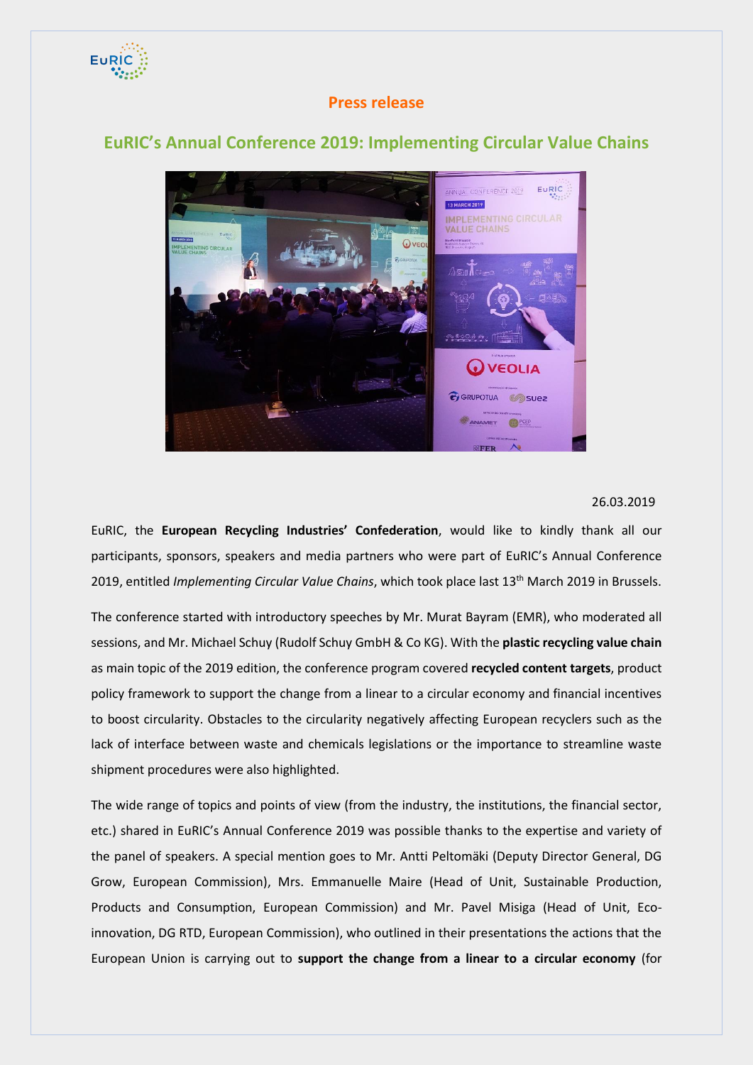**Press release**

# EuRIC's Annual Conference 2019: Implementing Circular Value Chains

26.03.2019

EuRIC, the **European Recycling Industries' Confederation**, would like to kindly thank all our participants, sponsors, speakers and media partners who were part of EuRIC's Annual Conference 2019, entitled *Implementing Circular Value Chains*, which took place last 13th March 2019 in Brussels.

The conference started with introductory speeches by Mr. Murat Bayram (EMR), who moderated all sessions, and Mr. Michael Schuy (Rudolf Schuy GmbH & Co KG). With the **plastic recycling value chain** as main topic of the 2019 edition, the conference program covered **recycled content targets**, product policy framework to support the change from a linear to a circular economy and financial incentives to boost circularity. Obstacles to the circularity negatively affecting European recyclers such as the lack of interface between waste and chemicals legislations or the importance to streamline waste shipment procedures were also highlighted.

The wide range of topics and points of view (from the industry, the institutions, the financial sector, etc.) shared in EuRIC's Annual Conference 2019 was possible thanks to the expertise and variety of the panel of speakers. A special mention goes to Mr. Antti Peltomäki (Deputy Director General, DG Grow, European Commission), Mrs. Emmanuelle Maire (Head of Unit, Sustainable Production, Products and Consumption, European Commission) and Mr. Pavel Misiga (Head of Unit, Eco-innovation, DG RTD, European Commission), who outlined in their presentations the actions that the European Union is carrying out to **support the change from a linear to a circular economy** (for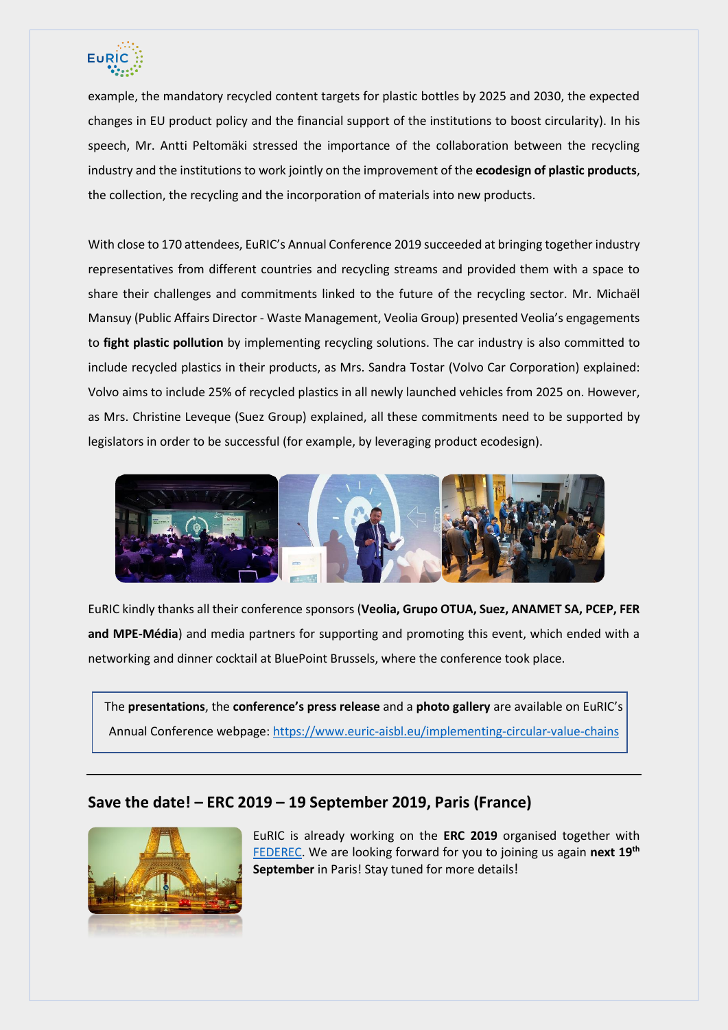example, the mandatory recycled content targets for plastic bottles by 2025 and 2030, the expected changes in EU product policy and the financial support of the institutions to boost circularity). In his speech, Mr. Antti Peltomäki stressed the importance of the collaboration between the recycling industry and the institutions to work jointly on the improvement of the **ecodesign of plastic products**, the collection, the recycling and the incorporation of materials into new products.

With close to 170 attendees, EuRIC's Annual Conference 2019 succeeded at bringing together industry representatives from different countries and recycling streams and provided them with a space to share their challenges and commitments linked to the future of the recycling sector. Mr. Michaël Mansuy (Public Affairs Director - Waste Management, Veolia Group) presented Veolia's engagements to **fight plastic pollution** by implementing recycling solutions. The car industry is also committed to include recycled plastics in their products, as Mrs. Sandra Tostar (Volvo Car Corporation) explained: Volvo aims to include 25% of recycled plastics in all newly launched vehicles from 2025 on. However, as Mrs. Christine Leveque (Suez Group) explained, all these commitments need to be supported by legislators in order to be successful (for example, by leveraging product ecodesign).

EuRIC kindly thanks all their conference sponsors (**Veolia, Grupo OTUA, Suez, ANAMET SA, PCEP, FER and MPE-Média**) and media partners for supporting and promoting this event, which ended with a networking and dinner cocktail at BluePoint Brussels, where the conference took place.

The **presentations**, the **conference's press release** and a **photo gallery** are available on EuRIC's Annual Conference webpage: https://www.euric-aisbl.eu/implementing-circular-value-chains

## Save the date! – ERC 2019 – 19 September 2019, Paris (France)

EuRIC is already working on the **ERC 2019** organised together with FEDEREC. We are looking forward for you to joining us again **next 19th September** in Paris! Stay tuned for more details!